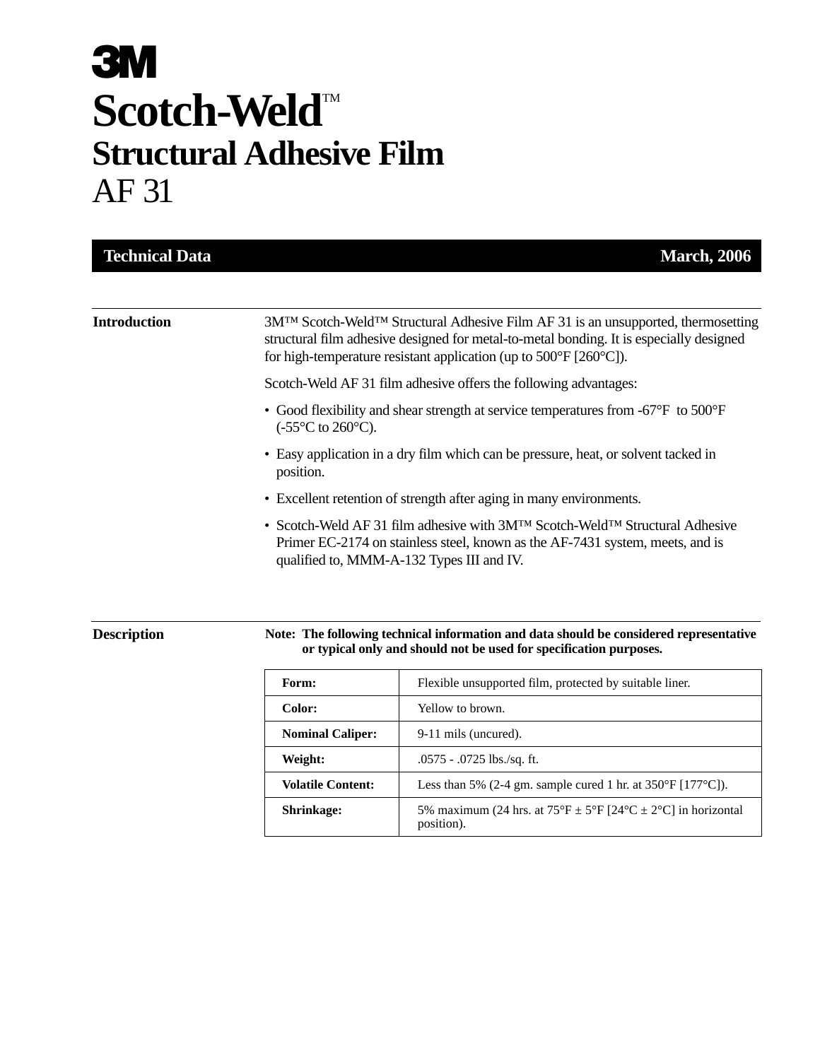# 3M

# Scotch-Weld™

## Structural Adhesive Film

## AF 31

**Technical Data** **March, 2006**

## Introduction

3M™ Scotch-Weld™ Structural Adhesive Film AF 31 is an unsupported, thermosetting structural film adhesive designed for metal-to-metal bonding. It is especially designed for high-temperature resistant application (up to 500°F [260°C]).

Scotch-Weld AF 31 film adhesive offers the following advantages:

- Good flexibility and shear strength at service temperatures from -67°F to 500°F (-55°C to 260°C).
- Easy application in a dry film which can be pressure, heat, or solvent tacked in position.
- Excellent retention of strength after aging in many environments.
- Scotch-Weld AF 31 film adhesive with 3M™ Scotch-Weld™ Structural Adhesive Primer EC-2174 on stainless steel, known as the AF-7431 system, meets, and is qualified to, MMM-A-132 Types III and IV.

## Description

**Note: The following technical information and data should be considered representative or typical only and should not be used for specification purposes.**

| | |
|---|---|
| **Form:** | Flexible unsupported film, protected by suitable liner. |
| **Color:** | Yellow to brown. |
| **Nominal Caliper:** | 9-11 mils (uncured). |
| **Weight:** | .0575 - .0725 lbs./sq. ft. |
| **Volatile Content:** | Less than 5% (2-4 gm. sample cured 1 hr. at 350°F [177°C]). |
| **Shrinkage:** | 5% maximum (24 hrs. at 75°F ± 5°F [24°C ± 2°C] in horizontal position). |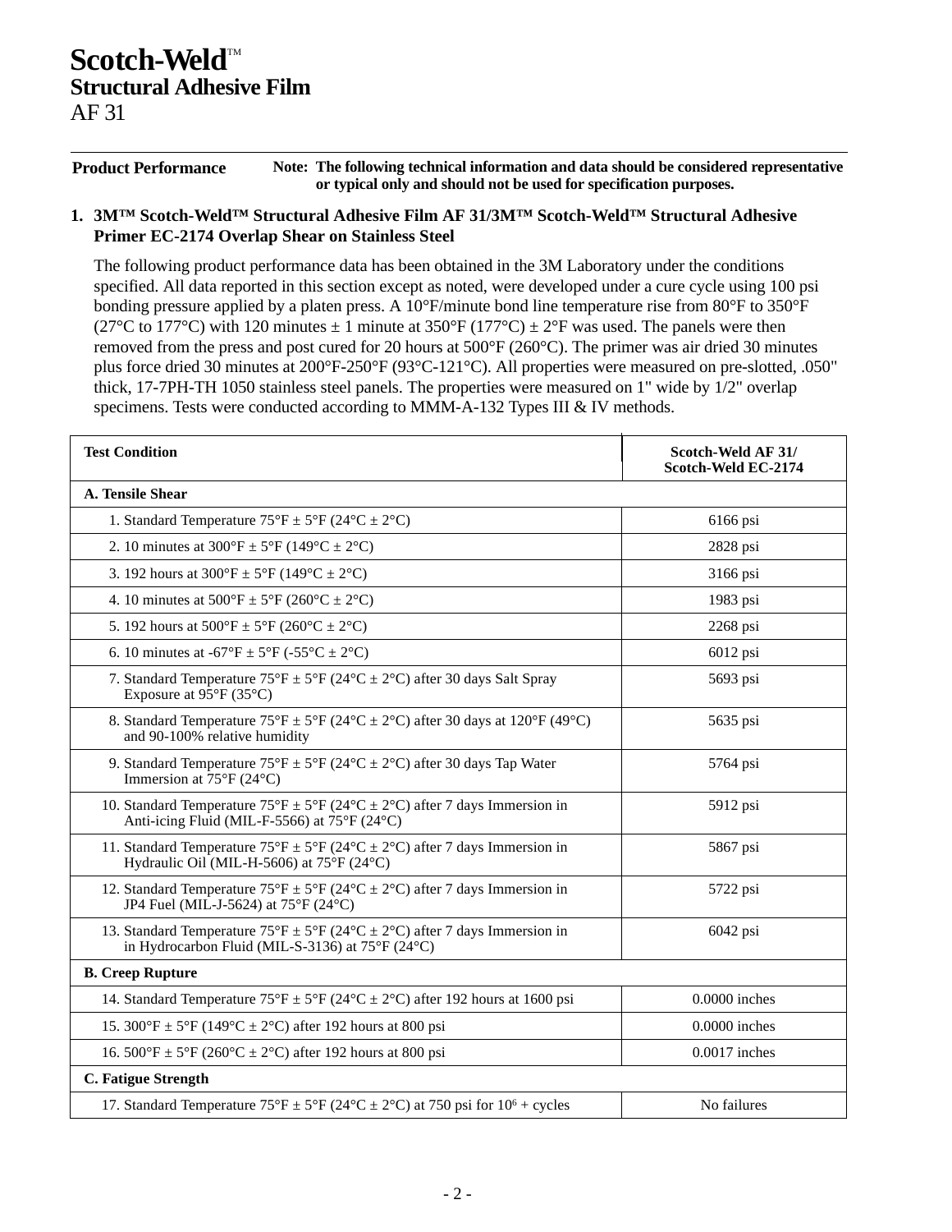# Scotch-Weld™
## Structural Adhesive Film
AF 31

---

**Product Performance** — **Note: The following technical information and data should be considered representative or typical only and should not be used for specification purposes.**

### 1. 3M™ Scotch-Weld™ Structural Adhesive Film AF 31/3M™ Scotch-Weld™ Structural Adhesive Primer EC-2174 Overlap Shear on Stainless Steel

The following product performance data has been obtained in the 3M Laboratory under the conditions specified. All data reported in this section except as noted, were developed under a cure cycle using 100 psi bonding pressure applied by a platen press. A 10°F/minute bond line temperature rise from 80°F to 350°F (27°C to 177°C) with 120 minutes ± 1 minute at 350°F (177°C) ± 2°F was used. The panels were then removed from the press and post cured for 20 hours at 500°F (260°C). The primer was air dried 30 minutes plus force dried 30 minutes at 200°F-250°F (93°C-121°C). All properties were measured on pre-slotted, .050" thick, 17-7PH-TH 1050 stainless steel panels. The properties were measured on 1" wide by 1/2" overlap specimens. Tests were conducted according to MMM-A-132 Types III & IV methods.

| Test Condition | Scotch-Weld AF 31/ Scotch-Weld EC-2174 |
|---|---|
| **A. Tensile Shear** | |
| 1. Standard Temperature 75°F ± 5°F (24°C ± 2°C) | 6166 psi |
| 2. 10 minutes at 300°F ± 5°F (149°C ± 2°C) | 2828 psi |
| 3. 192 hours at 300°F ± 5°F (149°C ± 2°C) | 3166 psi |
| 4. 10 minutes at 500°F ± 5°F (260°C ± 2°C) | 1983 psi |
| 5. 192 hours at 500°F ± 5°F (260°C ± 2°C) | 2268 psi |
| 6. 10 minutes at -67°F ± 5°F (-55°C ± 2°C) | 6012 psi |
| 7. Standard Temperature 75°F ± 5°F (24°C ± 2°C) after 30 days Salt Spray Exposure at 95°F (35°C) | 5693 psi |
| 8. Standard Temperature 75°F ± 5°F (24°C ± 2°C) after 30 days at 120°F (49°C) and 90-100% relative humidity | 5635 psi |
| 9. Standard Temperature 75°F ± 5°F (24°C ± 2°C) after 30 days Tap Water Immersion at 75°F (24°C) | 5764 psi |
| 10. Standard Temperature 75°F ± 5°F (24°C ± 2°C) after 7 days Immersion in Anti-icing Fluid (MIL-F-5566) at 75°F (24°C) | 5912 psi |
| 11. Standard Temperature 75°F ± 5°F (24°C ± 2°C) after 7 days Immersion in Hydraulic Oil (MIL-H-5606) at 75°F (24°C) | 5867 psi |
| 12. Standard Temperature 75°F ± 5°F (24°C ± 2°C) after 7 days Immersion in JP4 Fuel (MIL-J-5624) at 75°F (24°C) | 5722 psi |
| 13. Standard Temperature 75°F ± 5°F (24°C ± 2°C) after 7 days Immersion in in Hydrocarbon Fluid (MIL-S-3136) at 75°F (24°C) | 6042 psi |
| **B. Creep Rupture** | |
| 14. Standard Temperature 75°F ± 5°F (24°C ± 2°C) after 192 hours at 1600 psi | 0.0000 inches |
| 15. 300°F ± 5°F (149°C ± 2°C) after 192 hours at 800 psi | 0.0000 inches |
| 16. 500°F ± 5°F (260°C ± 2°C) after 192 hours at 800 psi | 0.0017 inches |
| **C. Fatigue Strength** | |
| 17. Standard Temperature 75°F ± 5°F (24°C ± 2°C) at 750 psi for $10^6$ + cycles | No failures |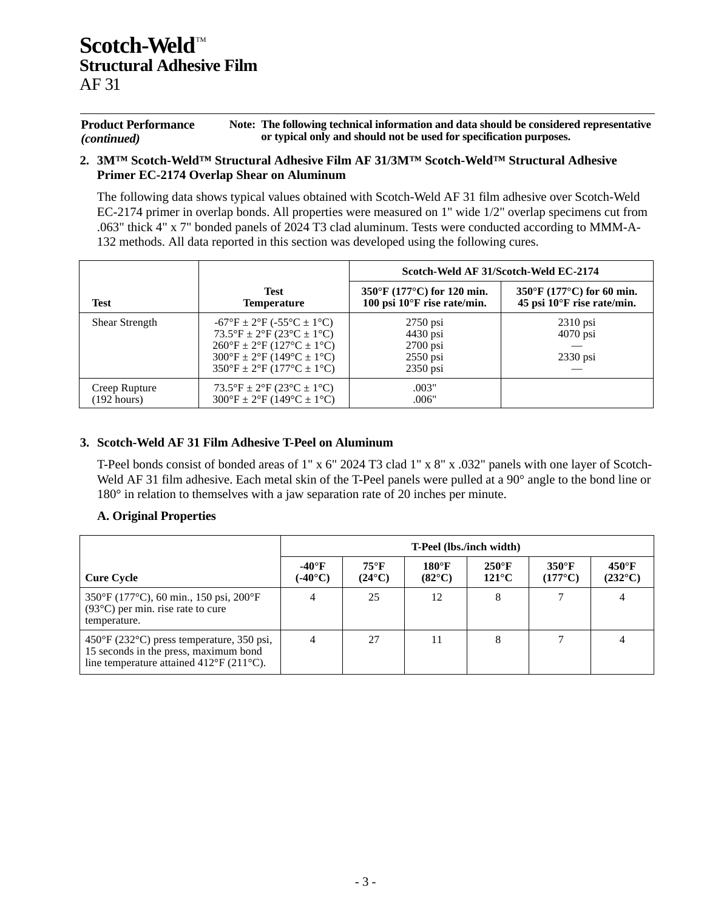# Scotch-Weld™
## Structural Adhesive Film
AF 31

**Product Performance** *(continued)*

**Note: The following technical information and data should be considered representative or typical only and should not be used for specification purposes.**

**2. 3M™ Scotch-Weld™ Structural Adhesive Film AF 31/3M™ Scotch-Weld™ Structural Adhesive Primer EC-2174 Overlap Shear on Aluminum**

The following data shows typical values obtained with Scotch-Weld AF 31 film adhesive over Scotch-Weld EC-2174 primer in overlap bonds. All properties were measured on 1" wide 1/2" overlap specimens cut from .063" thick 4" x 7" bonded panels of 2024 T3 clad aluminum. Tests were conducted according to MMM-A-132 methods. All data reported in this section was developed using the following cures.

| Test | Test Temperature | Scotch-Weld AF 31/Scotch-Weld EC-2174 | |
|---|---|---|---|
| | | 350°F (177°C) for 120 min. 100 psi 10°F rise rate/min. | 350°F (177°C) for 60 min. 45 psi 10°F rise rate/min. |
| Shear Strength | -67°F ± 2°F (-55°C ± 1°C)<br>73.5°F ± 2°F (23°C ± 1°C)<br>260°F ± 2°F (127°C ± 1°C)<br>300°F ± 2°F (149°C ± 1°C)<br>350°F ± 2°F (177°C ± 1°C) | 2750 psi<br>4430 psi<br>2700 psi<br>2550 psi<br>2350 psi | 2310 psi<br>4070 psi<br>—<br>2330 psi<br>— |
| Creep Rupture (192 hours) | 73.5°F ± 2°F (23°C ± 1°C)<br>300°F ± 2°F (149°C ± 1°C) | .003"<br>.006" | |

**3. Scotch-Weld AF 31 Film Adhesive T-Peel on Aluminum**

T-Peel bonds consist of bonded areas of 1" x 6" 2024 T3 clad 1" x 8" x .032" panels with one layer of Scotch-Weld AF 31 film adhesive. Each metal skin of the T-Peel panels were pulled at a 90° angle to the bond line or 180° in relation to themselves with a jaw separation rate of 20 inches per minute.

**A. Original Properties**

| Cure Cycle | T-Peel (lbs./inch width) | | | | | |
|---|---|---|---|---|---|---|
| | -40°F (-40°C) | 75°F (24°C) | 180°F (82°C) | 250°F 121°C | 350°F (177°C) | 450°F (232°C) |
| 350°F (177°C), 60 min., 150 psi, 200°F (93°C) per min. rise rate to cure temperature. | 4 | 25 | 12 | 8 | 7 | 4 |
| 450°F (232°C) press temperature, 350 psi, 15 seconds in the press, maximum bond line temperature attained 412°F (211°C). | 4 | 27 | 11 | 8 | 7 | 4 |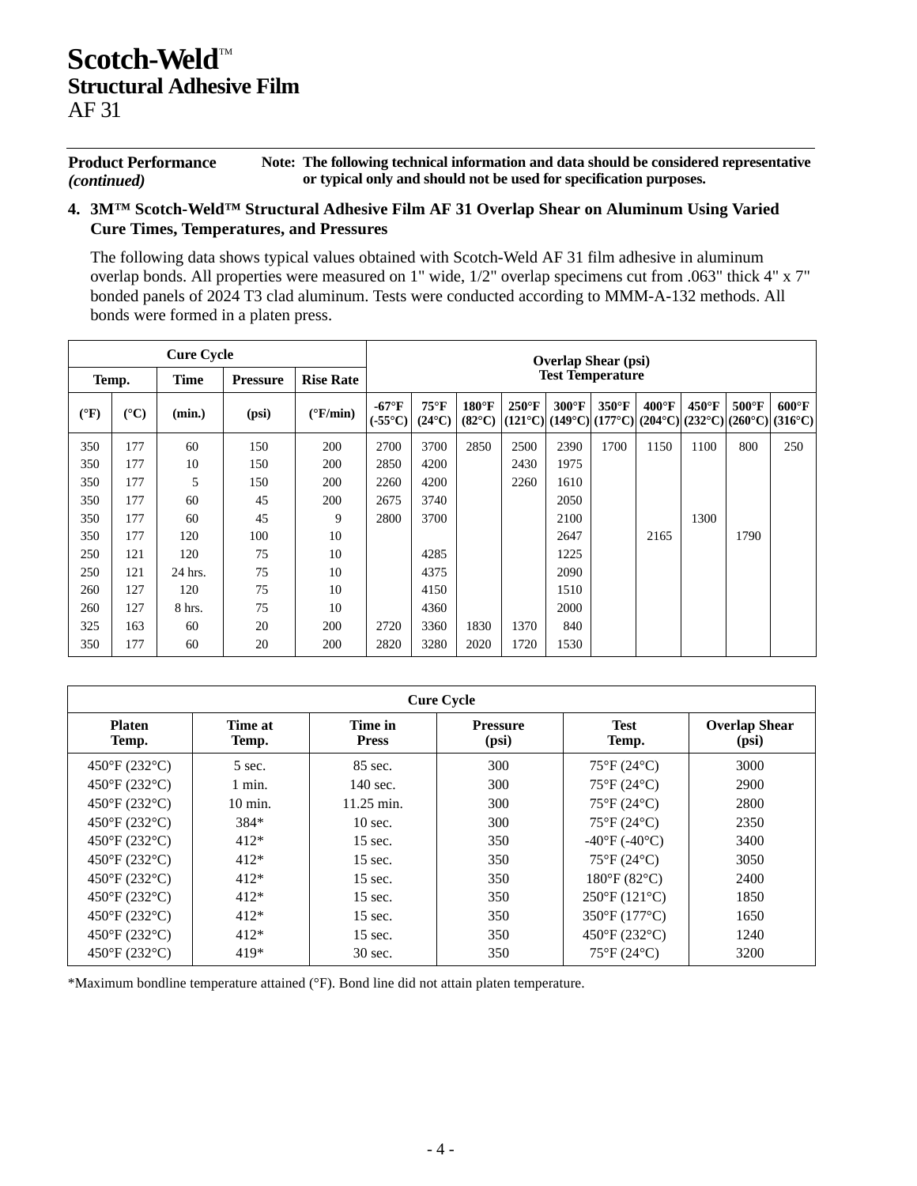# Scotch-Weld™ Structural Adhesive Film

AF 31

**Product Performance** *(continued)*

**Note: The following technical information and data should be considered representative or typical only and should not be used for specification purposes.**

### 4. 3M™ Scotch-Weld™ Structural Adhesive Film AF 31 Overlap Shear on Aluminum Using Varied Cure Times, Temperatures, and Pressures

The following data shows typical values obtained with Scotch-Weld AF 31 film adhesive in aluminum overlap bonds. All properties were measured on 1" wide, 1/2" overlap specimens cut from .063" thick 4" x 7" bonded panels of 2024 T3 clad aluminum. Tests were conducted according to MMM-A-132 methods. All bonds were formed in a platen press.

| Cure Cycle | | | | | Overlap Shear (psi) Test Temperature | | | | | | | | | |
|---|---|---|---|---|---|---|---|---|---|---|---|---|---|---|
| Temp. | | Time | Pressure | Rise Rate | | | | | | | | | | |
| (°F) | (°C) | (min.) | (psi) | (°F/min) | -67°F (-55°C) | 75°F (24°C) | 180°F (82°C) | 250°F (121°C) | 300°F (149°C) | 350°F (177°C) | 400°F (204°C) | 450°F (232°C) | 500°F (260°C) | 600°F (316°C) |
| 350 | 177 | 60 | 150 | 200 | 2700 | 3700 | 2850 | 2500 | 2390 | 1700 | 1150 | 1100 | 800 | 250 |
| 350 | 177 | 10 | 150 | 200 | 2850 | 4200 | | 2430 | 1975 | | | | | |
| 350 | 177 | 5 | 150 | 200 | 2260 | 4200 | | 2260 | 1610 | | | | | |
| 350 | 177 | 60 | 45 | 200 | 2675 | 3740 | | | 2050 | | | | | |
| 350 | 177 | 60 | 45 | 9 | 2800 | 3700 | | | 2100 | | | 1300 | | |
| 350 | 177 | 120 | 100 | 10 | | | | | 2647 | | 2165 | | 1790 | |
| 250 | 121 | 120 | 75 | 10 | | 4285 | | | 1225 | | | | | |
| 250 | 121 | 24 hrs. | 75 | 10 | | 4375 | | | 2090 | | | | | |
| 260 | 127 | 120 | 75 | 10 | | 4150 | | | 1510 | | | | | |
| 260 | 127 | 8 hrs. | 75 | 10 | | 4360 | | | 2000 | | | | | |
| 325 | 163 | 60 | 20 | 200 | 2720 | 3360 | 1830 | 1370 | 840 | | | | | |
| 350 | 177 | 60 | 20 | 200 | 2820 | 3280 | 2020 | 1720 | 1530 | | | | | |

| Cure Cycle | | | | | |
|---|---|---|---|---|---|
| Platen Temp. | Time at Temp. | Time in Press | Pressure (psi) | Test Temp. | Overlap Shear (psi) |
| 450°F (232°C) | 5 sec. | 85 sec. | 300 | 75°F (24°C) | 3000 |
| 450°F (232°C) | 1 min. | 140 sec. | 300 | 75°F (24°C) | 2900 |
| 450°F (232°C) | 10 min. | 11.25 min. | 300 | 75°F (24°C) | 2800 |
| 450°F (232°C) | 384* | 10 sec. | 300 | 75°F (24°C) | 2350 |
| 450°F (232°C) | 412* | 15 sec. | 350 | -40°F (-40°C) | 3400 |
| 450°F (232°C) | 412* | 15 sec. | 350 | 75°F (24°C) | 3050 |
| 450°F (232°C) | 412* | 15 sec. | 350 | 180°F (82°C) | 2400 |
| 450°F (232°C) | 412* | 15 sec. | 350 | 250°F (121°C) | 1850 |
| 450°F (232°C) | 412* | 15 sec. | 350 | 350°F (177°C) | 1650 |
| 450°F (232°C) | 412* | 15 sec. | 350 | 450°F (232°C) | 1240 |
| 450°F (232°C) | 419* | 30 sec. | 350 | 75°F (24°C) | 3200 |

*Maximum bondline temperature attained (°F). Bond line did not attain platen temperature.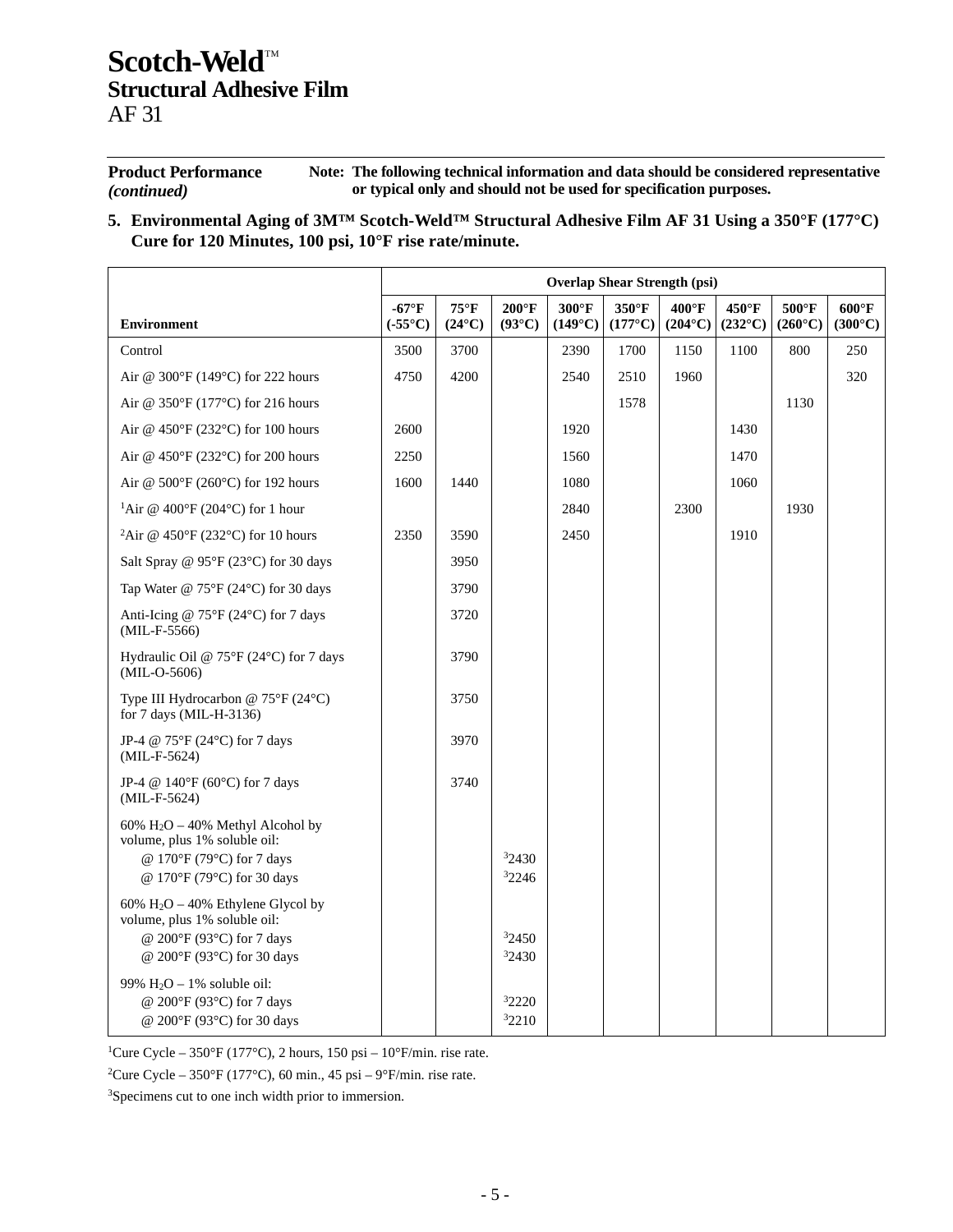# Scotch-Weld™
## Structural Adhesive Film
AF 31

**Product Performance** *(continued)*

**Note: The following technical information and data should be considered representative or typical only and should not be used for specification purposes.**

**5. Environmental Aging of 3M™ Scotch-Weld™ Structural Adhesive Film AF 31 Using a 350°F (177°C) Cure for 120 Minutes, 100 psi, 10°F rise rate/minute.**

| | Overlap Shear Strength (psi) | | | | | | | | |
|---|---|---|---|---|---|---|---|---|---|
| **Environment** | **-67°F (-55°C)** | **75°F (24°C)** | **200°F (93°C)** | **300°F (149°C)** | **350°F (177°C)** | **400°F (204°C)** | **450°F (232°C)** | **500°F (260°C)** | **600°F (300°C)** |
| Control | 3500 | 3700 | | 2390 | 1700 | 1150 | 1100 | 800 | 250 |
| Air @ 300°F (149°C) for 222 hours | 4750 | 4200 | | 2540 | 2510 | 1960 | | | 320 |
| Air @ 350°F (177°C) for 216 hours | | | | | 1578 | | | 1130 | |
| Air @ 450°F (232°C) for 100 hours | 2600 | | | 1920 | | | 1430 | | |
| Air @ 450°F (232°C) for 200 hours | 2250 | | | 1560 | | | 1470 | | |
| Air @ 500°F (260°C) for 192 hours | 1600 | 1440 | | 1080 | | | 1060 | | |
| [1]Air @ 400°F (204°C) for 1 hour | | | | 2840 | | 2300 | | 1930 | |
| [2]Air @ 450°F (232°C) for 10 hours | 2350 | 3590 | | 2450 | | | 1910 | | |
| Salt Spray @ 95°F (23°C) for 30 days | | 3950 | | | | | | | |
| Tap Water @ 75°F (24°C) for 30 days | | 3790 | | | | | | | |
| Anti-Icing @ 75°F (24°C) for 7 days (MIL-F-5566) | | 3720 | | | | | | | |
| Hydraulic Oil @ 75°F (24°C) for 7 days (MIL-O-5606) | | 3790 | | | | | | | |
| Type III Hydrocarbon @ 75°F (24°C) for 7 days (MIL-H-3136) | | 3750 | | | | | | | |
| JP-4 @ 75°F (24°C) for 7 days (MIL-F-5624) | | 3970 | | | | | | | |
| JP-4 @ 140°F (60°C) for 7 days (MIL-F-5624) | | 3740 | | | | | | | |
| 60% $H_2O$ – 40% Methyl Alcohol by volume, plus 1% soluble oil: | | | | | | | | | |
| @ 170°F (79°C) for 7 days | | | [3]2430 | | | | | | |
| @ 170°F (79°C) for 30 days | | | [3]2246 | | | | | | |
| 60% $H_2O$ – 40% Ethylene Glycol by volume, plus 1% soluble oil: | | | | | | | | | |
| @ 200°F (93°C) for 7 days | | | [3]2450 | | | | | | |
| @ 200°F (93°C) for 30 days | | | [3]2430 | | | | | | |
| 99% $H_2O$ – 1% soluble oil: | | | | | | | | | |
| @ 200°F (93°C) for 7 days | | | [3]2220 | | | | | | |
| @ 200°F (93°C) for 30 days | | | [3]2210 | | | | | | |

[1]Cure Cycle – 350°F (177°C), 2 hours, 150 psi – 10°F/min. rise rate.

[2]Cure Cycle – 350°F (177°C), 60 min., 45 psi – 9°F/min. rise rate.

[3]Specimens cut to one inch width prior to immersion.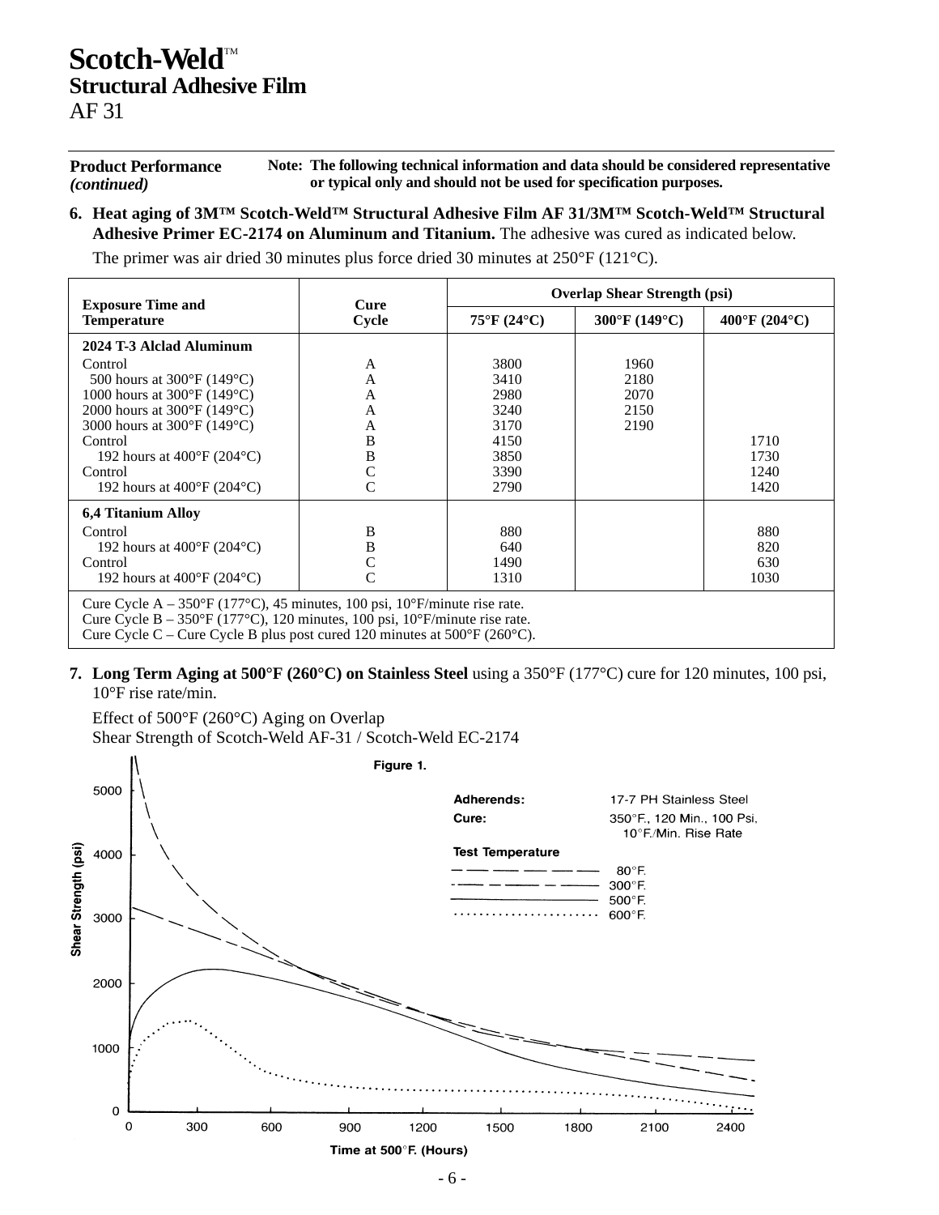# Scotch-Weld™
## Structural Adhesive Film
AF 31

**Product Performance** *(continued)*

**Note: The following technical information and data should be considered representative or typical only and should not be used for specification purposes.**

6. **Heat aging of 3M™ Scotch-Weld™ Structural Adhesive Film AF 31/3M™ Scotch-Weld™ Structural Adhesive Primer EC-2174 on Aluminum and Titanium.** The adhesive was cured as indicated below.

   The primer was air dried 30 minutes plus force dried 30 minutes at 250°F (121°C).

| Exposure Time and Temperature | Cure Cycle | Overlap Shear Strength (psi) | | |
|---|---|---|---|---|
| | | 75°F (24°C) | 300°F (149°C) | 400°F (204°C) |
| **2024 T-3 Alclad Aluminum** | | | | |
| Control | A | 3800 | 1960 | |
| 500 hours at 300°F (149°C) | A | 3410 | 2180 | |
| 1000 hours at 300°F (149°C) | A | 2980 | 2070 | |
| 2000 hours at 300°F (149°C) | A | 3240 | 2150 | |
| 3000 hours at 300°F (149°C) | A | 3170 | 2190 | |
| Control | B | 4150 | | 1710 |
| 192 hours at 400°F (204°C) | B | 3850 | | 1730 |
| Control | C | 3390 | | 1240 |
| 192 hours at 400°F (204°C) | C | 2790 | | 1420 |
| **6,4 Titanium Alloy** | | | | |
| Control | B | 880 | | 880 |
| 192 hours at 400°F (204°C) | B | 640 | | 820 |
| Control | C | 1490 | | 630 |
| 192 hours at 400°F (204°C) | C | 1310 | | 1030 |

Cure Cycle A – 350°F (177°C), 45 minutes, 100 psi, 10°F/minute rise rate.
Cure Cycle B – 350°F (177°C), 120 minutes, 100 psi, 10°F/minute rise rate.
Cure Cycle C – Cure Cycle B plus post cured 120 minutes at 500°F (260°C).

7. **Long Term Aging at 500°F (260°C) on Stainless Steel** using a 350°F (177°C) cure for 120 minutes, 100 psi, 10°F rise rate/min.

   Effect of 500°F (260°C) Aging on Overlap
   Shear Strength of Scotch-Weld AF-31 / Scotch-Weld EC-2174

Figure 1.

Adherends: 17-7 PH Stainless Steel
Cure: 350°F., 120 Min., 100 Psi, 10°F./Min. Rise Rate
Test Temperature: 80°F. (long dash), 300°F. (dash-dot), 500°F. (solid), 600°F. (dotted)

Shear Strength (psi) vs. Time at 500°F. (Hours)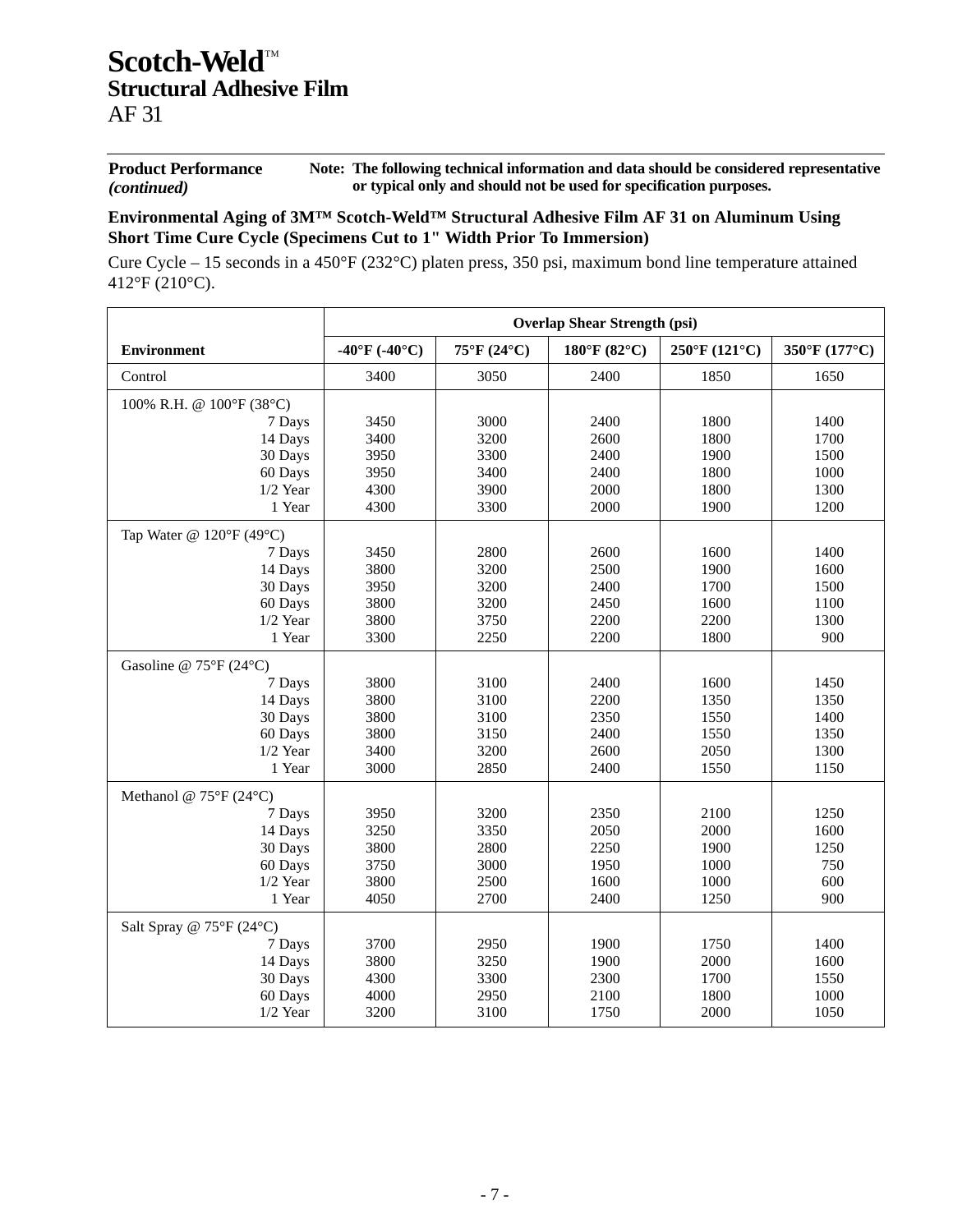# Scotch-Weld™
## Structural Adhesive Film
AF 31

**Product Performance** *(continued)*

**Note: The following technical information and data should be considered representative or typical only and should not be used for specification purposes.**

### Environmental Aging of 3M™ Scotch-Weld™ Structural Adhesive Film AF 31 on Aluminum Using Short Time Cure Cycle (Specimens Cut to 1" Width Prior To Immersion)

Cure Cycle – 15 seconds in a 450°F (232°C) platen press, 350 psi, maximum bond line temperature attained 412°F (210°C).

| | Overlap Shear Strength (psi) | | | | |
|---|---|---|---|---|---|
| **Environment** | **-40°F (-40°C)** | **75°F (24°C)** | **180°F (82°C)** | **250°F (121°C)** | **350°F (177°C)** |
| Control | 3400 | 3050 | 2400 | 1850 | 1650 |
| 100% R.H. @ 100°F (38°C) | | | | | |
| 7 Days | 3450 | 3000 | 2400 | 1800 | 1400 |
| 14 Days | 3400 | 3200 | 2600 | 1800 | 1700 |
| 30 Days | 3950 | 3300 | 2400 | 1900 | 1500 |
| 60 Days | 3950 | 3400 | 2400 | 1800 | 1000 |
| 1/2 Year | 4300 | 3900 | 2000 | 1800 | 1300 |
| 1 Year | 4300 | 3300 | 2000 | 1900 | 1200 |
| Tap Water @ 120°F (49°C) | | | | | |
| 7 Days | 3450 | 2800 | 2600 | 1600 | 1400 |
| 14 Days | 3800 | 3200 | 2500 | 1900 | 1600 |
| 30 Days | 3950 | 3200 | 2400 | 1700 | 1500 |
| 60 Days | 3800 | 3200 | 2450 | 1600 | 1100 |
| 1/2 Year | 3800 | 3750 | 2200 | 2200 | 1300 |
| 1 Year | 3300 | 2250 | 2200 | 1800 | 900 |
| Gasoline @ 75°F (24°C) | | | | | |
| 7 Days | 3800 | 3100 | 2400 | 1600 | 1450 |
| 14 Days | 3800 | 3100 | 2200 | 1350 | 1350 |
| 30 Days | 3800 | 3100 | 2350 | 1550 | 1400 |
| 60 Days | 3800 | 3150 | 2400 | 1550 | 1350 |
| 1/2 Year | 3400 | 3200 | 2600 | 2050 | 1300 |
| 1 Year | 3000 | 2850 | 2400 | 1550 | 1150 |
| Methanol @ 75°F (24°C) | | | | | |
| 7 Days | 3950 | 3200 | 2350 | 2100 | 1250 |
| 14 Days | 3250 | 3350 | 2050 | 2000 | 1600 |
| 30 Days | 3800 | 2800 | 2250 | 1900 | 1250 |
| 60 Days | 3750 | 3000 | 1950 | 1000 | 750 |
| 1/2 Year | 3800 | 2500 | 1600 | 1000 | 600 |
| 1 Year | 4050 | 2700 | 2400 | 1250 | 900 |
| Salt Spray @ 75°F (24°C) | | | | | |
| 7 Days | 3700 | 2950 | 1900 | 1750 | 1400 |
| 14 Days | 3800 | 3250 | 1900 | 2000 | 1600 |
| 30 Days | 4300 | 3300 | 2300 | 1700 | 1550 |
| 60 Days | 4000 | 2950 | 2100 | 1800 | 1000 |
| 1/2 Year | 3200 | 3100 | 1750 | 2000 | 1050 |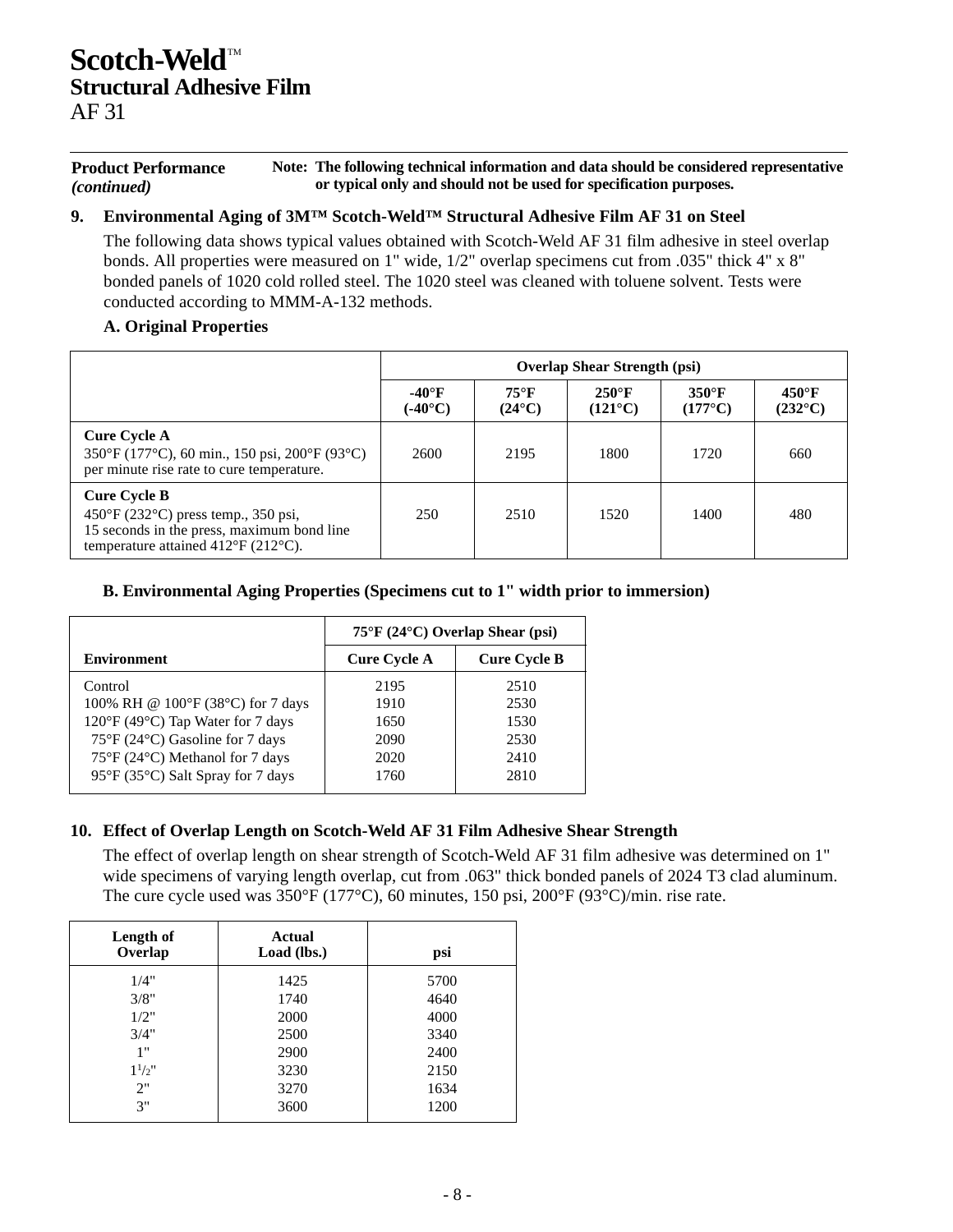# Scotch-Weld™
## Structural Adhesive Film
AF 31

**Product Performance** *(continued)*

**Note: The following technical information and data should be considered representative or typical only and should not be used for specification purposes.**

### 9. Environmental Aging of 3M™ Scotch-Weld™ Structural Adhesive Film AF 31 on Steel

The following data shows typical values obtained with Scotch-Weld AF 31 film adhesive in steel overlap bonds. All properties were measured on 1" wide, 1/2" overlap specimens cut from .035" thick 4" x 8" bonded panels of 1020 cold rolled steel. The 1020 steel was cleaned with toluene solvent. Tests were conducted according to MMM-A-132 methods.

**A. Original Properties**

| | Overlap Shear Strength (psi) | | | | |
|---|---|---|---|---|---|
| | -40°F (-40°C) | 75°F (24°C) | 250°F (121°C) | 350°F (177°C) | 450°F (232°C) |
| **Cure Cycle A** 350°F (177°C), 60 min., 150 psi, 200°F (93°C) per minute rise rate to cure temperature. | 2600 | 2195 | 1800 | 1720 | 660 |
| **Cure Cycle B** 450°F (232°C) press temp., 350 psi, 15 seconds in the press, maximum bond line temperature attained 412°F (212°C). | 250 | 2510 | 1520 | 1400 | 480 |

**B. Environmental Aging Properties (Specimens cut to 1" width prior to immersion)**

| | 75°F (24°C) Overlap Shear (psi) | |
|---|---|---|
| **Environment** | **Cure Cycle A** | **Cure Cycle B** |
| Control | 2195 | 2510 |
| 100% RH @ 100°F (38°C) for 7 days | 1910 | 2530 |
| 120°F (49°C) Tap Water for 7 days | 1650 | 1530 |
| 75°F (24°C) Gasoline for 7 days | 2090 | 2530 |
| 75°F (24°C) Methanol for 7 days | 2020 | 2410 |
| 95°F (35°C) Salt Spray for 7 days | 1760 | 2810 |

### 10. Effect of Overlap Length on Scotch-Weld AF 31 Film Adhesive Shear Strength

The effect of overlap length on shear strength of Scotch-Weld AF 31 film adhesive was determined on 1" wide specimens of varying length overlap, cut from .063" thick bonded panels of 2024 T3 clad aluminum. The cure cycle used was 350°F (177°C), 60 minutes, 150 psi, 200°F (93°C)/min. rise rate.

| Length of Overlap | Actual Load (lbs.) | psi |
|---|---|---|
| 1/4" | 1425 | 5700 |
| 3/8" | 1740 | 4640 |
| 1/2" | 2000 | 4000 |
| 3/4" | 2500 | 3340 |
| 1" | 2900 | 2400 |
| 1 1/2" | 3230 | 2150 |
| 2" | 3270 | 1634 |
| 3" | 3600 | 1200 |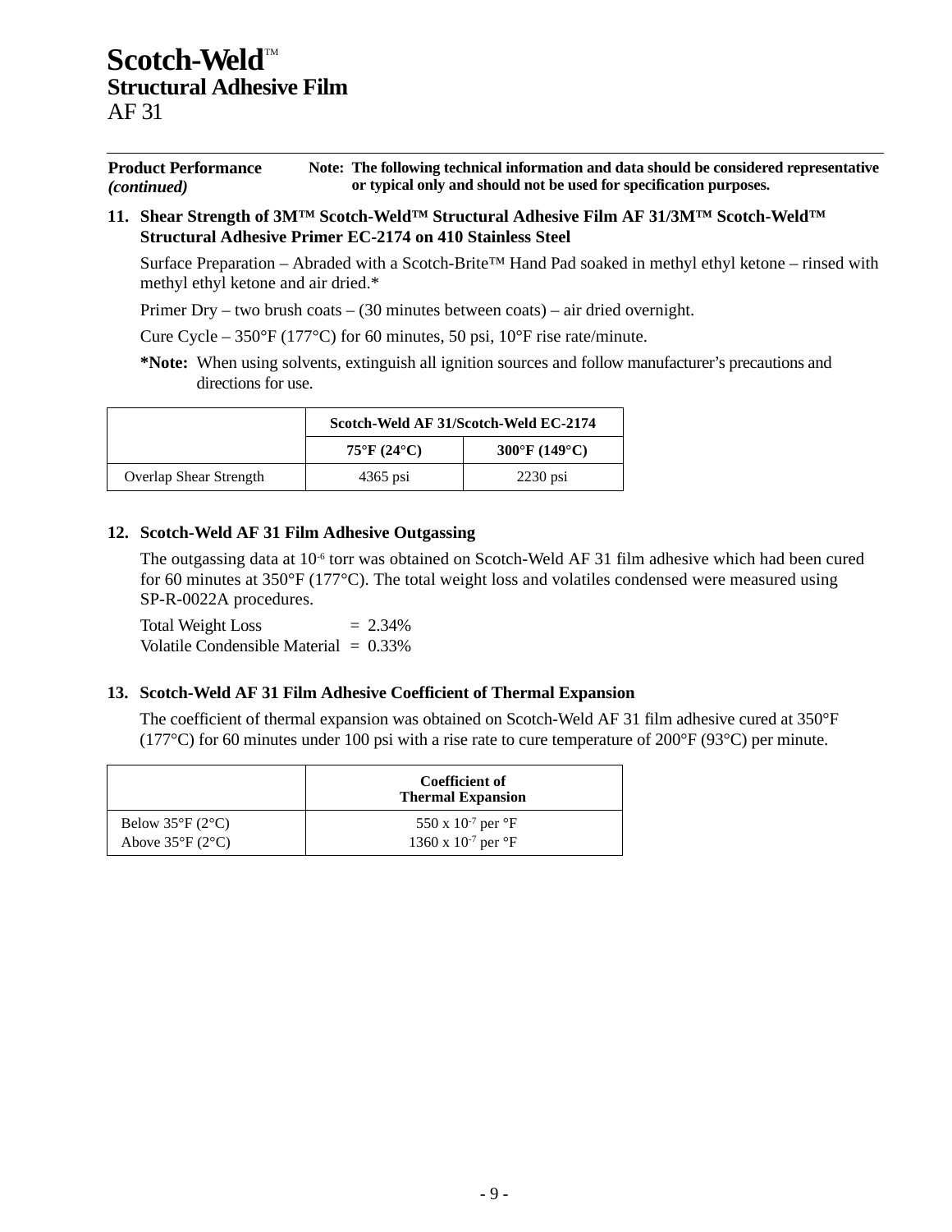# Scotch-Weld™
## Structural Adhesive Film
AF 31

**Product Performance** *(continued)*

**Note: The following technical information and data should be considered representative or typical only and should not be used for specification purposes.**

### 11. Shear Strength of 3M™ Scotch-Weld™ Structural Adhesive Film AF 31/3M™ Scotch-Weld™ Structural Adhesive Primer EC-2174 on 410 Stainless Steel

Surface Preparation – Abraded with a Scotch-Brite™ Hand Pad soaked in methyl ethyl ketone – rinsed with methyl ethyl ketone and air dried.*

Primer Dry – two brush coats – (30 minutes between coats) – air dried overnight.

Cure Cycle – 350°F (177°C) for 60 minutes, 50 psi, 10°F rise rate/minute.

**\*Note:** When using solvents, extinguish all ignition sources and follow manufacturer's precautions and directions for use.

| | Scotch-Weld AF 31/Scotch-Weld EC-2174 | |
|---|---|---|
| | 75°F (24°C) | 300°F (149°C) |
| Overlap Shear Strength | 4365 psi | 2230 psi |

### 12. Scotch-Weld AF 31 Film Adhesive Outgassing

The outgassing data at $10^{-6}$ torr was obtained on Scotch-Weld AF 31 film adhesive which had been cured for 60 minutes at 350°F (177°C). The total weight loss and volatiles condensed were measured using SP-R-0022A procedures.

Total Weight Loss = 2.34%
Volatile Condensible Material = 0.33%

### 13. Scotch-Weld AF 31 Film Adhesive Coefficient of Thermal Expansion

The coefficient of thermal expansion was obtained on Scotch-Weld AF 31 film adhesive cured at 350°F (177°C) for 60 minutes under 100 psi with a rise rate to cure temperature of 200°F (93°C) per minute.

| | Coefficient of Thermal Expansion |
|---|---|
| Below 35°F (2°C) | $550 \times 10^{-7}$ per °F |
| Above 35°F (2°C) | $1360 \times 10^{-7}$ per °F |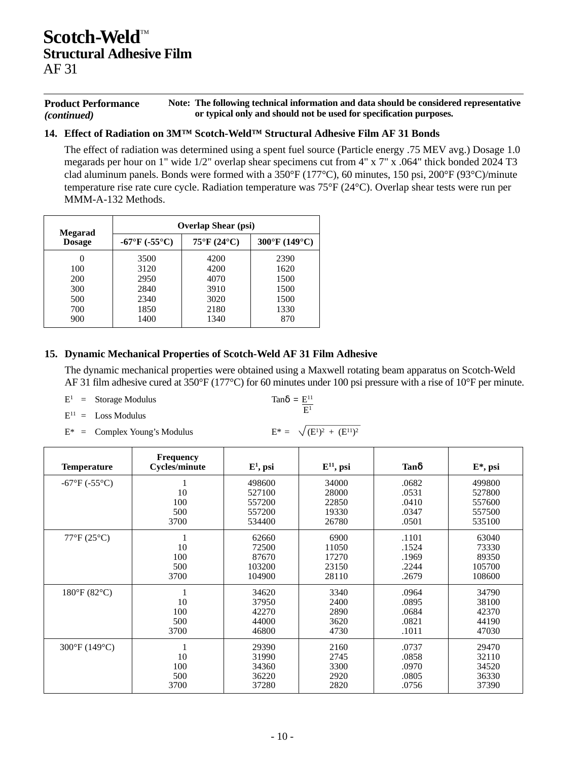# Scotch-Weld™
## Structural Adhesive Film
AF 31

**Product Performance** ***(continued)***

**Note: The following technical information and data should be considered representative or typical only and should not be used for specification purposes.**

### 14. Effect of Radiation on 3M™ Scotch-Weld™ Structural Adhesive Film AF 31 Bonds

The effect of radiation was determined using a spent fuel source (Particle energy .75 MEV avg.) Dosage 1.0 megarads per hour on 1" wide 1/2" overlap shear specimens cut from 4" x 7" x .064" thick bonded 2024 T3 clad aluminum panels. Bonds were formed with a 350°F (177°C), 60 minutes, 150 psi, 200°F (93°C)/minute temperature rise rate cure cycle. Radiation temperature was 75°F (24°C). Overlap shear tests were run per MMM-A-132 Methods.

| Megarad Dosage | Overlap Shear (psi) | | |
|---|---|---|---|
| | -67°F (-55°C) | 75°F (24°C) | 300°F (149°C) |
| 0 | 3500 | 4200 | 2390 |
| 100 | 3120 | 4200 | 1620 |
| 200 | 2950 | 4070 | 1500 |
| 300 | 2840 | 3910 | 1500 |
| 500 | 2340 | 3020 | 1500 |
| 700 | 1850 | 2180 | 1330 |
| 900 | 1400 | 1340 | 870 |

### 15. Dynamic Mechanical Properties of Scotch-Weld AF 31 Film Adhesive

The dynamic mechanical properties were obtained using a Maxwell rotating beam apparatus on Scotch-Weld AF 31 film adhesive cured at 350°F (177°C) for 60 minutes under 100 psi pressure with a rise of 10°F per minute.

$E^{1}$ = Storage Modulus

$E^{11}$ = Loss Modulus

$E^{*}$ = Complex Young's Modulus

$\tan\delta = \dfrac{E^{11}}{E^{1}}$

$E^{*} = \sqrt{(E^{1})^2 + (E^{11})^2}$

| Temperature | Frequency Cycles/minute | $E^1$, psi | $E^{11}$, psi | Tanδ | E*, psi |
|---|---|---|---|---|---|
| -67°F (-55°C) | 1 | 498600 | 34000 | .0682 | 499800 |
| | 10 | 527100 | 28000 | .0531 | 527800 |
| | 100 | 557200 | 22850 | .0410 | 557600 |
| | 500 | 557200 | 19330 | .0347 | 557500 |
| | 3700 | 534400 | 26780 | .0501 | 535100 |
| 77°F (25°C) | 1 | 62660 | 6900 | .1101 | 63040 |
| | 10 | 72500 | 11050 | .1524 | 73330 |
| | 100 | 87670 | 17270 | .1969 | 89350 |
| | 500 | 103200 | 23150 | .2244 | 105700 |
| | 3700 | 104900 | 28110 | .2679 | 108600 |
| 180°F (82°C) | 1 | 34620 | 3340 | .0964 | 34790 |
| | 10 | 37950 | 2400 | .0895 | 38100 |
| | 100 | 42270 | 2890 | .0684 | 42370 |
| | 500 | 44000 | 3620 | .0821 | 44190 |
| | 3700 | 46800 | 4730 | .1011 | 47030 |
| 300°F (149°C) | 1 | 29390 | 2160 | .0737 | 29470 |
| | 10 | 31990 | 2745 | .0858 | 32110 |
| | 100 | 34360 | 3300 | .0970 | 34520 |
| | 500 | 36220 | 2920 | .0805 | 36330 |
| | 3700 | 37280 | 2820 | .0756 | 37390 |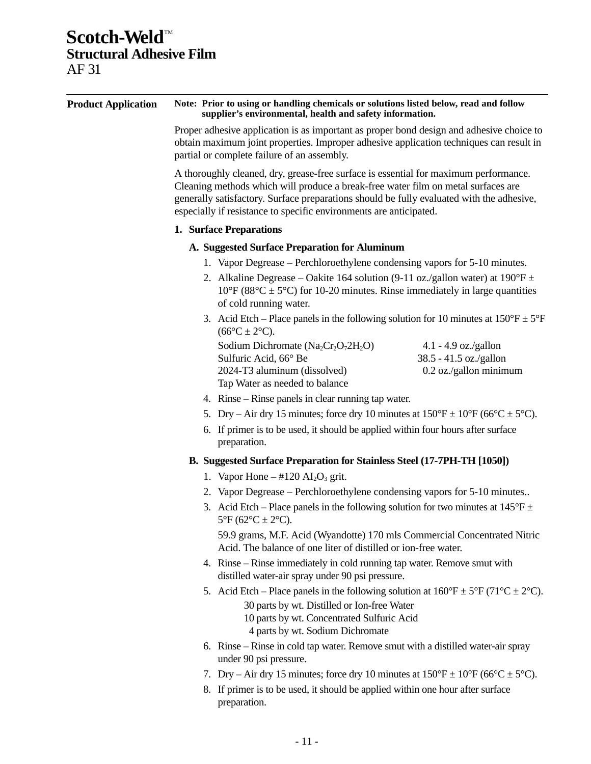# Scotch-Weld™
## Structural Adhesive Film
## AF 31

### Product Application

**Note: Prior to using or handling chemicals or solutions listed below, read and follow supplier's environmental, health and safety information.**

Proper adhesive application is as important as proper bond design and adhesive choice to obtain maximum joint properties. Improper adhesive application techniques can result in partial or complete failure of an assembly.

A thoroughly cleaned, dry, grease-free surface is essential for maximum performance. Cleaning methods which will produce a break-free water film on metal surfaces are generally satisfactory. Surface preparations should be fully evaluated with the adhesive, especially if resistance to specific environments are anticipated.

**1. Surface Preparations**

**A. Suggested Surface Preparation for Aluminum**

1. Vapor Degrease – Perchloroethylene condensing vapors for 5-10 minutes.
2. Alkaline Degrease – Oakite 164 solution (9-11 oz./gallon water) at 190°F ± 10°F (88°C ± 5°C) for 10-20 minutes. Rinse immediately in large quantities of cold running water.
3. Acid Etch – Place panels in the following solution for 10 minutes at 150°F ± 5°F (66°C ± 2°C).

   | | |
   |---|---|
   | Sodium Dichromate ($Na_2Cr_2O_7 2H_2O$) | 4.1 - 4.9 oz./gallon |
   | Sulfuric Acid, 66° Be | 38.5 - 41.5 oz./gallon |
   | 2024-T3 aluminum (dissolved) | 0.2 oz./gallon minimum |
   | Tap Water as needed to balance | |

4. Rinse – Rinse panels in clear running tap water.
5. Dry – Air dry 15 minutes; force dry 10 minutes at 150°F ± 10°F (66°C ± 5°C).
6. If primer is to be used, it should be applied within four hours after surface preparation.

**B. Suggested Surface Preparation for Stainless Steel (17-7PH-TH [1050])**

1. Vapor Hone – #120 $Al_2O_3$ grit.
2. Vapor Degrease – Perchloroethylene condensing vapors for 5-10 minutes..
3. Acid Etch – Place panels in the following solution for two minutes at 145°F ± 5°F (62°C ± 2°C).

   59.9 grams, M.F. Acid (Wyandotte) 170 mls Commercial Concentrated Nitric Acid. The balance of one liter of distilled or ion-free water.

4. Rinse – Rinse immediately in cold running tap water. Remove smut with distilled water-air spray under 90 psi pressure.
5. Acid Etch – Place panels in the following solution at 160°F ± 5°F (71°C ± 2°C).

   30 parts by wt. Distilled or Ion-free Water
   10 parts by wt. Concentrated Sulfuric Acid
   4 parts by wt. Sodium Dichromate

6. Rinse – Rinse in cold tap water. Remove smut with a distilled water-air spray under 90 psi pressure.
7. Dry – Air dry 15 minutes; force dry 10 minutes at 150°F ± 10°F (66°C ± 5°C).
8. If primer is to be used, it should be applied within one hour after surface preparation.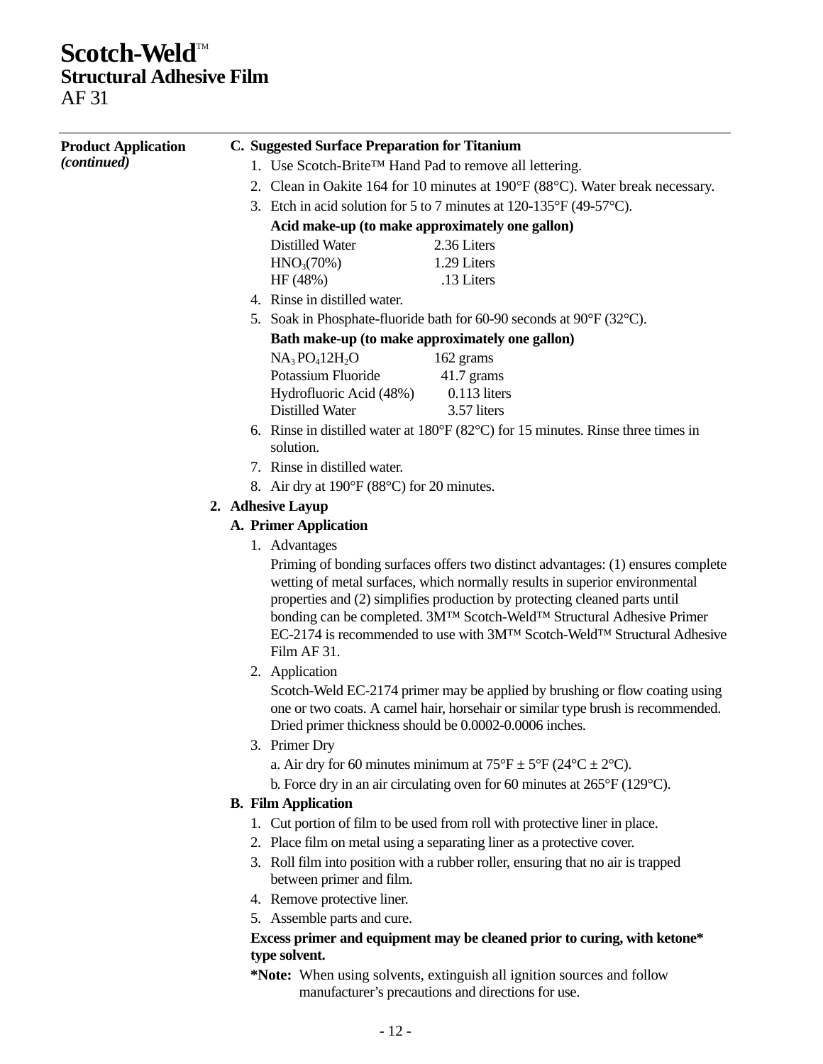# Scotch-Weld™
## Structural Adhesive Film
AF 31

**Product Application** *(continued)*

**C. Suggested Surface Preparation for Titanium**

1. Use Scotch-Brite™ Hand Pad to remove all lettering.
2. Clean in Oakite 164 for 10 minutes at 190°F (88°C). Water break necessary.
3. Etch in acid solution for 5 to 7 minutes at 120-135°F (49-57°C).

   **Acid make-up (to make approximately one gallon)**

   | | |
   |---|---|
   | Distilled Water | 2.36 Liters |
   | $HNO_3$(70%) | 1.29 Liters |
   | HF (48%) | .13 Liters |

4. Rinse in distilled water.
5. Soak in Phosphate-fluoride bath for 60-90 seconds at 90°F (32°C).

   **Bath make-up (to make approximately one gallon)**

   | | |
   |---|---|
   | $NA_3PO_412H_2O$ | 162 grams |
   | Potassium Fluoride | 41.7 grams |
   | Hydrofluoric Acid (48%) | 0.113 liters |
   | Distilled Water | 3.57 liters |

6. Rinse in distilled water at 180°F (82°C) for 15 minutes. Rinse three times in solution.
7. Rinse in distilled water.
8. Air dry at 190°F (88°C) for 20 minutes.

**2. Adhesive Layup**

**A. Primer Application**

1. Advantages

   Priming of bonding surfaces offers two distinct advantages: (1) ensures complete wetting of metal surfaces, which normally results in superior environmental properties and (2) simplifies production by protecting cleaned parts until bonding can be completed. 3M™ Scotch-Weld™ Structural Adhesive Primer EC-2174 is recommended to use with 3M™ Scotch-Weld™ Structural Adhesive Film AF 31.

2. Application

   Scotch-Weld EC-2174 primer may be applied by brushing or flow coating using one or two coats. A camel hair, horsehair or similar type brush is recommended. Dried primer thickness should be 0.0002-0.0006 inches.

3. Primer Dry

   a. Air dry for 60 minutes minimum at 75°F ± 5°F (24°C ± 2°C).

   b. Force dry in an air circulating oven for 60 minutes at 265°F (129°C).

**B. Film Application**

1. Cut portion of film to be used from roll with protective liner in place.
2. Place film on metal using a separating liner as a protective cover.
3. Roll film into position with a rubber roller, ensuring that no air is trapped between primer and film.
4. Remove protective liner.
5. Assemble parts and cure.

**Excess primer and equipment may be cleaned prior to curing, with ketone* type solvent.**

***Note:** When using solvents, extinguish all ignition sources and follow manufacturer's precautions and directions for use.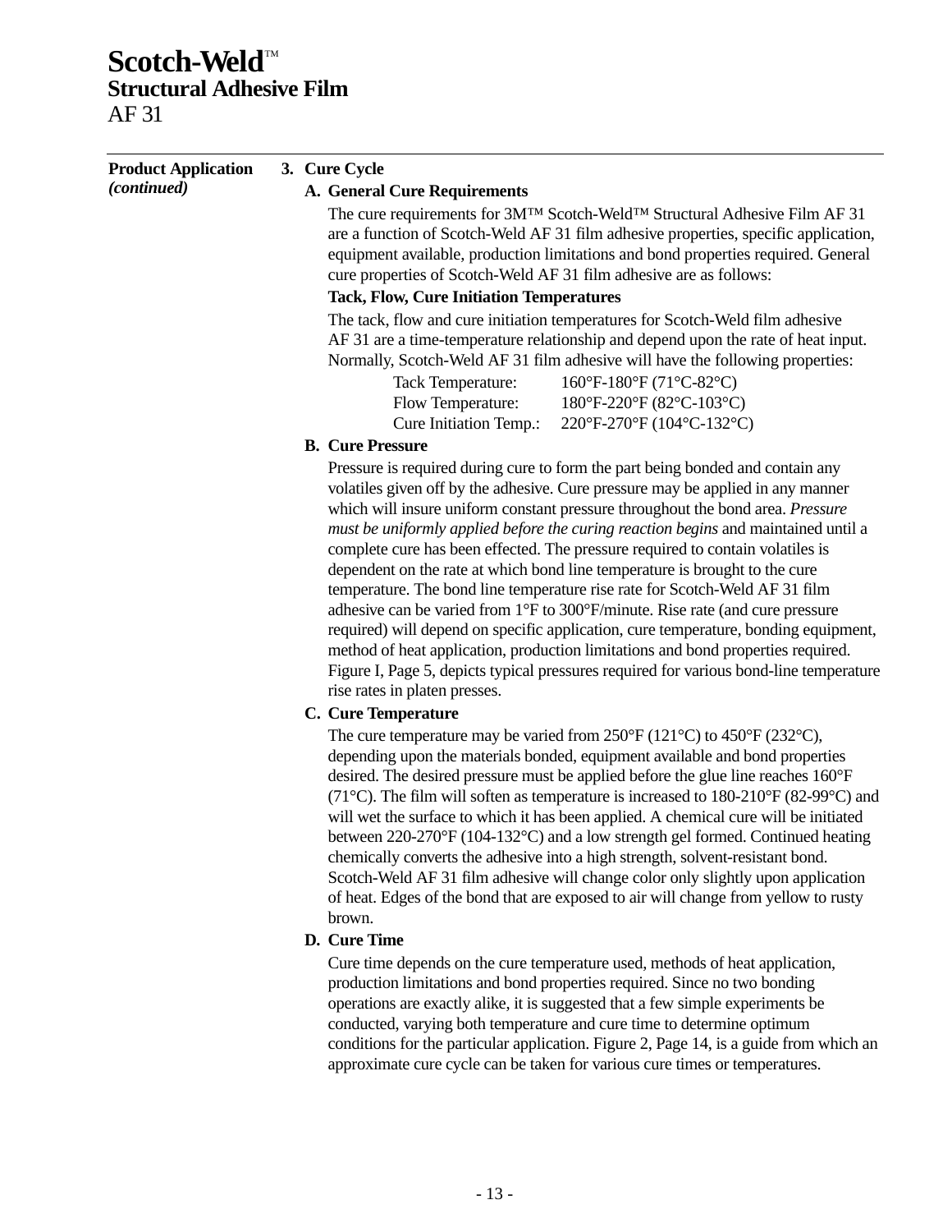# Scotch-Weld™
## Structural Adhesive Film
AF 31

**Product Application** *(continued)*

### 3. Cure Cycle

#### A. General Cure Requirements

The cure requirements for 3M™ Scotch-Weld™ Structural Adhesive Film AF 31 are a function of Scotch-Weld AF 31 film adhesive properties, specific application, equipment available, production limitations and bond properties required. General cure properties of Scotch-Weld AF 31 film adhesive are as follows:

**Tack, Flow, Cure Initiation Temperatures**

The tack, flow and cure initiation temperatures for Scotch-Weld film adhesive AF 31 are a time-temperature relationship and depend upon the rate of heat input. Normally, Scotch-Weld AF 31 film adhesive will have the following properties:

| | |
|---|---|
| Tack Temperature: | 160°F-180°F (71°C-82°C) |
| Flow Temperature: | 180°F-220°F (82°C-103°C) |
| Cure Initiation Temp.: | 220°F-270°F (104°C-132°C) |

#### B. Cure Pressure

Pressure is required during cure to form the part being bonded and contain any volatiles given off by the adhesive. Cure pressure may be applied in any manner which will insure uniform constant pressure throughout the bond area. *Pressure must be uniformly applied before the curing reaction begins* and maintained until a complete cure has been effected. The pressure required to contain volatiles is dependent on the rate at which bond line temperature is brought to the cure temperature. The bond line temperature rise rate for Scotch-Weld AF 31 film adhesive can be varied from 1°F to 300°F/minute. Rise rate (and cure pressure required) will depend on specific application, cure temperature, bonding equipment, method of heat application, production limitations and bond properties required. Figure I, Page 5, depicts typical pressures required for various bond-line temperature rise rates in platen presses.

#### C. Cure Temperature

The cure temperature may be varied from 250°F (121°C) to 450°F (232°C), depending upon the materials bonded, equipment available and bond properties desired. The desired pressure must be applied before the glue line reaches 160°F (71°C). The film will soften as temperature is increased to 180-210°F (82-99°C) and will wet the surface to which it has been applied. A chemical cure will be initiated between 220-270°F (104-132°C) and a low strength gel formed. Continued heating chemically converts the adhesive into a high strength, solvent-resistant bond. Scotch-Weld AF 31 film adhesive will change color only slightly upon application of heat. Edges of the bond that are exposed to air will change from yellow to rusty brown.

#### D. Cure Time

Cure time depends on the cure temperature used, methods of heat application, production limitations and bond properties required. Since no two bonding operations are exactly alike, it is suggested that a few simple experiments be conducted, varying both temperature and cure time to determine optimum conditions for the particular application. Figure 2, Page 14, is a guide from which an approximate cure cycle can be taken for various cure times or temperatures.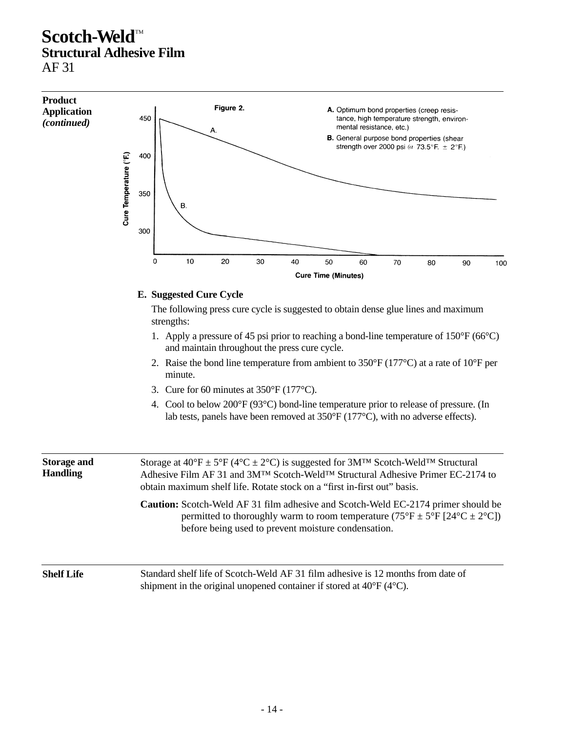# Scotch-Weld™
## Structural Adhesive Film
AF 31

---

**Product Application *(continued)***

**Figure 2.**

**A.** Optimum bond properties (creep resistance, high temperature strength, environmental resistance, etc.)

**B.** General purpose bond properties (shear strength over 2000 psi @ 73.5°F. ± 2°F.)

Cure Temperature (°F.) — Cure Time (Minutes)

**E. Suggested Cure Cycle**

The following press cure cycle is suggested to obtain dense glue lines and maximum strengths:

1. Apply a pressure of 45 psi prior to reaching a bond-line temperature of 150°F (66°C) and maintain throughout the press cure cycle.
2. Raise the bond line temperature from ambient to 350°F (177°C) at a rate of 10°F per minute.
3. Cure for 60 minutes at 350°F (177°C).
4. Cool to below 200°F (93°C) bond-line temperature prior to release of pressure. (In lab tests, panels have been removed at 350°F (177°C), with no adverse effects).

---

**Storage and Handling**

Storage at 40°F ± 5°F (4°C ± 2°C) is suggested for 3M™ Scotch-Weld™ Structural Adhesive Film AF 31 and 3M™ Scotch-Weld™ Structural Adhesive Primer EC-2174 to obtain maximum shelf life. Rotate stock on a "first in-first out" basis.

**Caution:** Scotch-Weld AF 31 film adhesive and Scotch-Weld EC-2174 primer should be permitted to thoroughly warm to room temperature (75°F ± 5°F [24°C ± 2°C]) before being used to prevent moisture condensation.

---

**Shelf Life**

Standard shelf life of Scotch-Weld AF 31 film adhesive is 12 months from date of shipment in the original unopened container if stored at 40°F (4°C).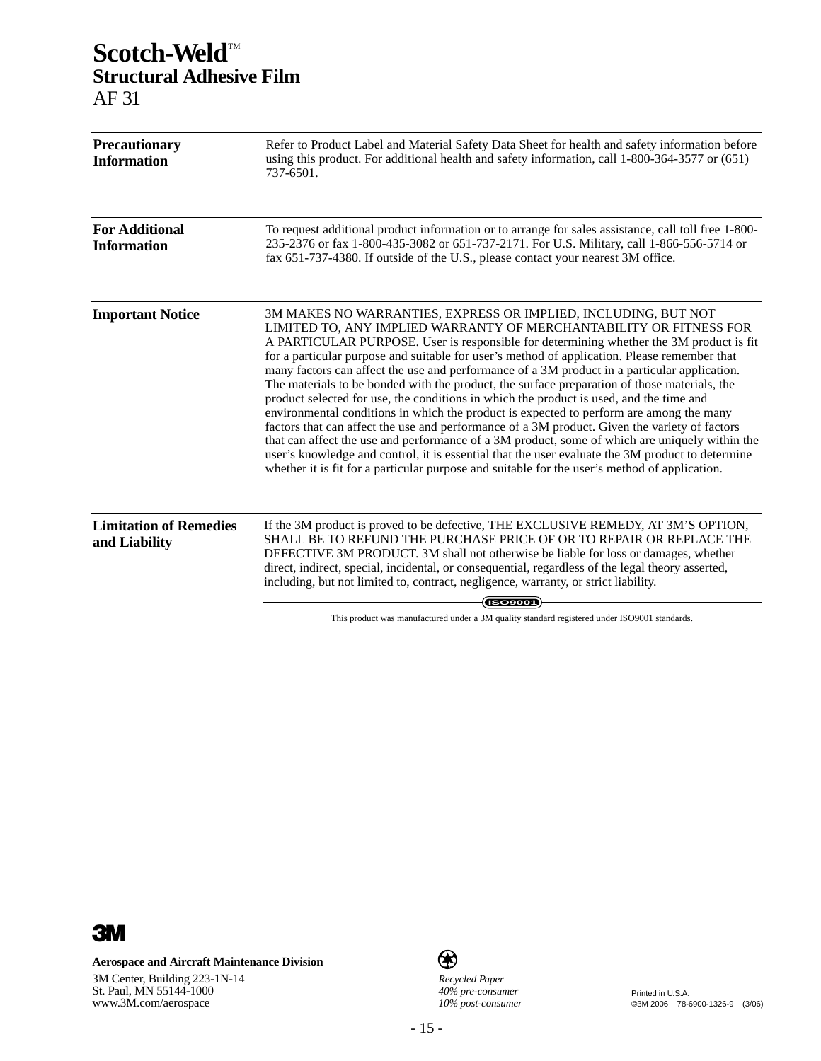# Scotch-Weld™
## Structural Adhesive Film
## AF 31

**Precautionary Information**

Refer to Product Label and Material Safety Data Sheet for health and safety information before using this product. For additional health and safety information, call 1-800-364-3577 or (651) 737-6501.

**For Additional Information**

To request additional product information or to arrange for sales assistance, call toll free 1-800-235-2376 or fax 1-800-435-3082 or 651-737-2171. For U.S. Military, call 1-866-556-5714 or fax 651-737-4380. If outside of the U.S., please contact your nearest 3M office.

**Important Notice**

3M MAKES NO WARRANTIES, EXPRESS OR IMPLIED, INCLUDING, BUT NOT LIMITED TO, ANY IMPLIED WARRANTY OF MERCHANTABILITY OR FITNESS FOR A PARTICULAR PURPOSE. User is responsible for determining whether the 3M product is fit for a particular purpose and suitable for user's method of application. Please remember that many factors can affect the use and performance of a 3M product in a particular application. The materials to be bonded with the product, the surface preparation of those materials, the product selected for use, the conditions in which the product is used, and the time and environmental conditions in which the product is expected to perform are among the many factors that can affect the use and performance of a 3M product. Given the variety of factors that can affect the use and performance of a 3M product, some of which are uniquely within the user's knowledge and control, it is essential that the user evaluate the 3M product to determine whether it is fit for a particular purpose and suitable for the user's method of application.

**Limitation of Remedies and Liability**

If the 3M product is proved to be defective, THE EXCLUSIVE REMEDY, AT 3M'S OPTION, SHALL BE TO REFUND THE PURCHASE PRICE OF OR TO REPAIR OR REPLACE THE DEFECTIVE 3M PRODUCT. 3M shall not otherwise be liable for loss or damages, whether direct, indirect, special, incidental, or consequential, regardless of the legal theory asserted, including, but not limited to, contract, negligence, warranty, or strict liability.

ISO9001

This product was manufactured under a 3M quality standard registered under ISO9001 standards.

3M

**Aerospace and Aircraft Maintenance Division**

3M Center, Building 223-1N-14
St. Paul, MN 55144-1000
www.3M.com/aerospace

*Recycled Paper*
*40% pre-consumer*
*10% post-consumer*

Printed in U.S.A.
©3M 2006 78-6900-1326-9 (3/06)